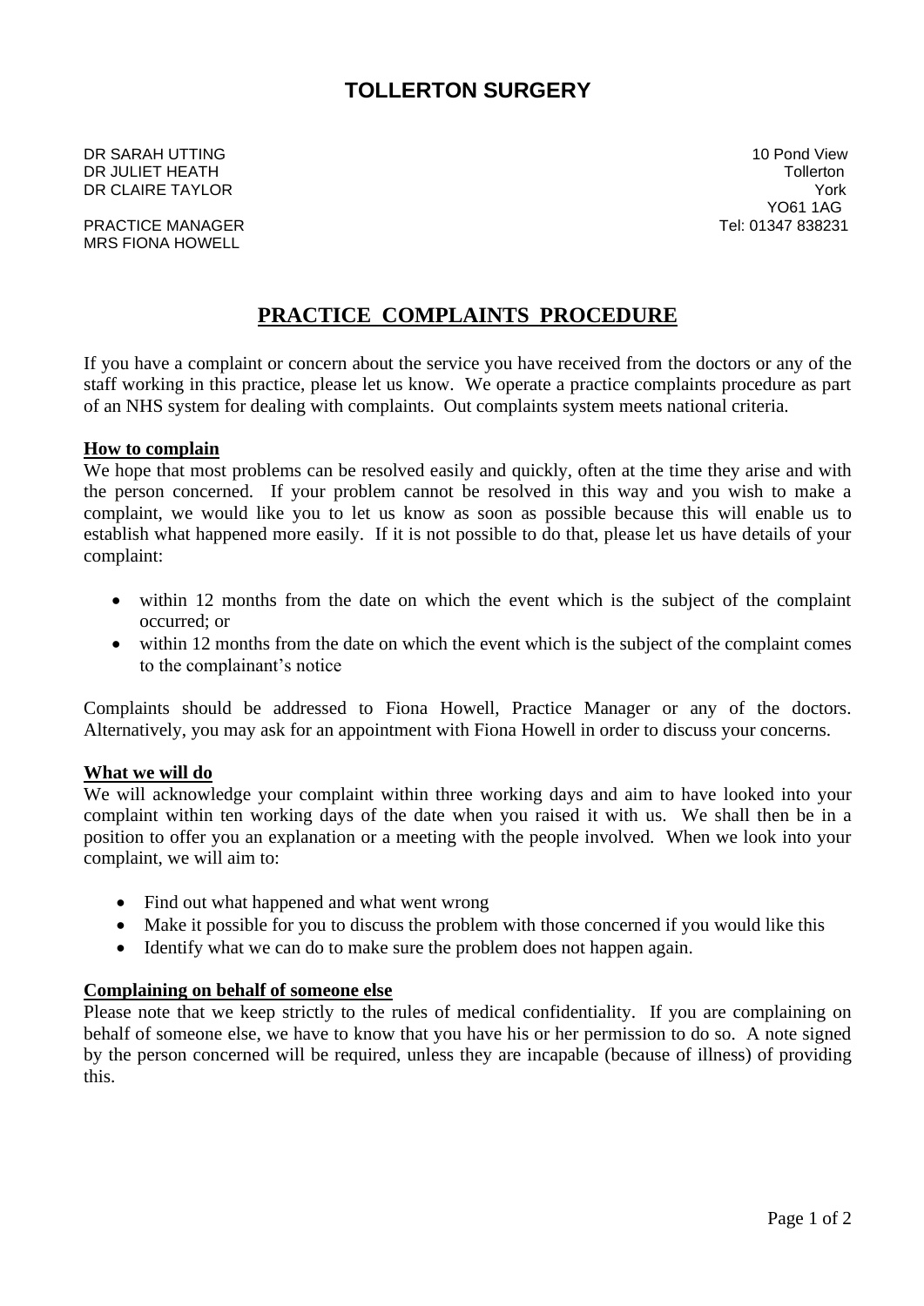# TOLLERTON SURGERY

DR SARAH UTTING
DR JULIET HEATH
DR CLAIRE TAYLOR

PRACTICE MANAGER
MRS FIONA HOWELL

10 Pond View
Tollerton
York
YO61 1AG
Tel: 01347 838231

## PRACTICE COMPLAINTS PROCEDURE

If you have a complaint or concern about the service you have received from the doctors or any of the staff working in this practice, please let us know. We operate a practice complaints procedure as part of an NHS system for dealing with complaints. Out complaints system meets national criteria.

### How to complain

We hope that most problems can be resolved easily and quickly, often at the time they arise and with the person concerned. If your problem cannot be resolved in this way and you wish to make a complaint, we would like you to let us know as soon as possible because this will enable us to establish what happened more easily. If it is not possible to do that, please let us have details of your complaint:

- within 12 months from the date on which the event which is the subject of the complaint occurred; or
- within 12 months from the date on which the event which is the subject of the complaint comes to the complainant's notice

Complaints should be addressed to Fiona Howell, Practice Manager or any of the doctors. Alternatively, you may ask for an appointment with Fiona Howell in order to discuss your concerns.

### What we will do

We will acknowledge your complaint within three working days and aim to have looked into your complaint within ten working days of the date when you raised it with us. We shall then be in a position to offer you an explanation or a meeting with the people involved. When we look into your complaint, we will aim to:

- Find out what happened and what went wrong
- Make it possible for you to discuss the problem with those concerned if you would like this
- Identify what we can do to make sure the problem does not happen again.

### Complaining on behalf of someone else

Please note that we keep strictly to the rules of medical confidentiality. If you are complaining on behalf of someone else, we have to know that you have his or her permission to do so. A note signed by the person concerned will be required, unless they are incapable (because of illness) of providing this.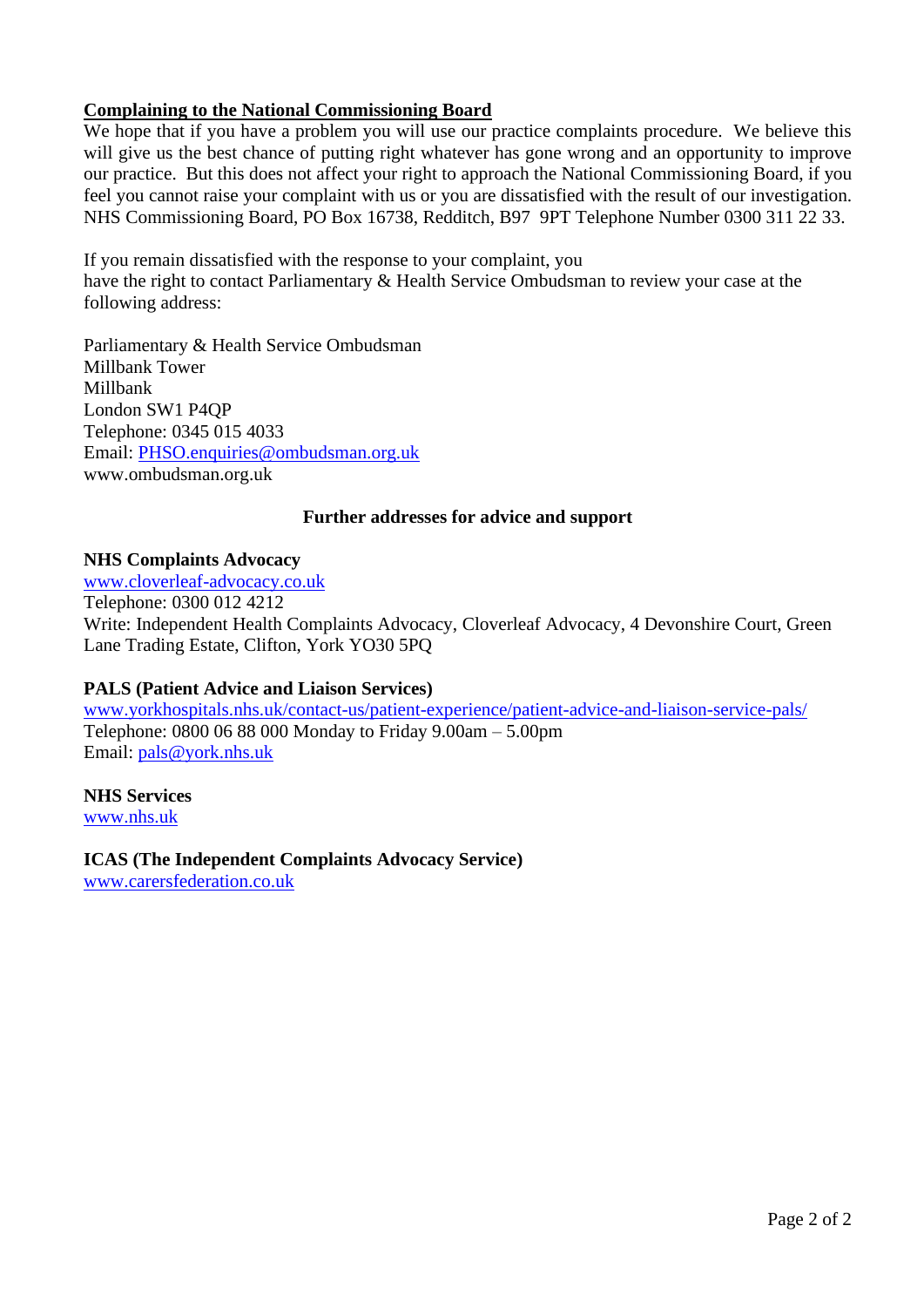## Complaining to the National Commissioning Board

We hope that if you have a problem you will use our practice complaints procedure. We believe this will give us the best chance of putting right whatever has gone wrong and an opportunity to improve our practice. But this does not affect your right to approach the National Commissioning Board, if you feel you cannot raise your complaint with us or you are dissatisfied with the result of our investigation. NHS Commissioning Board, PO Box 16738, Redditch, B97 9PT Telephone Number 0300 311 22 33.

If you remain dissatisfied with the response to your complaint, you have the right to contact Parliamentary & Health Service Ombudsman to review your case at the following address:

Parliamentary & Health Service Ombudsman
Millbank Tower
Millbank
London SW1 P4QP
Telephone: 0345 015 4033
Email: PHSO.enquiries@ombudsman.org.uk
www.ombudsman.org.uk

### Further addresses for advice and support

**NHS Complaints Advocacy**
www.cloverleaf-advocacy.co.uk
Telephone: 0300 012 4212
Write: Independent Health Complaints Advocacy, Cloverleaf Advocacy, 4 Devonshire Court, Green Lane Trading Estate, Clifton, York YO30 5PQ

**PALS (Patient Advice and Liaison Services)**
www.yorkhospitals.nhs.uk/contact-us/patient-experience/patient-advice-and-liaison-service-pals/
Telephone: 0800 06 88 000 Monday to Friday 9.00am – 5.00pm
Email: pals@york.nhs.uk

**NHS Services**
www.nhs.uk

**ICAS (The Independent Complaints Advocacy Service)**
www.carersfederation.co.uk